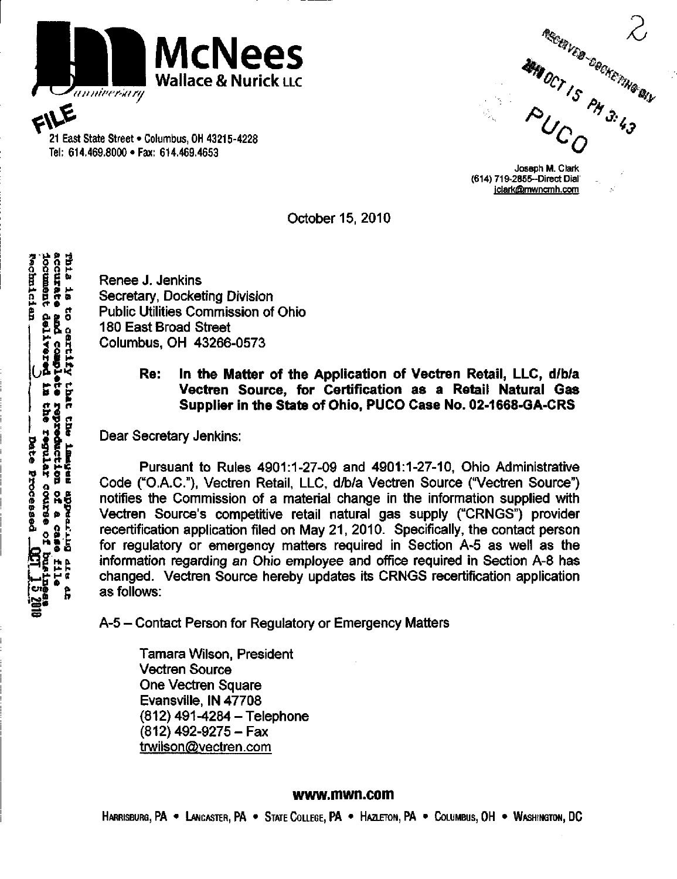**McNees Wallace & Nurick LLC**

FILE

21 East State Street • Columbus, OH 43215-4228
Tel: 614.469.8000 • Fax: 614.469.4653

RECEIVED-DOCKETING DIV
2010 OCT 15 PM 3:43
PUCO

Joseph M. Clark
(614) 719-2855--Direct Dial
jclark@mwncmh.com

October 15, 2010

This is to certify that the images appearing are an accurate and complete reproduction of a case file document delivered in the regular course of business
Technician ___ Date Processed OCT 15 2010

Renee J. Jenkins
Secretary, Docketing Division
Public Utilities Commission of Ohio
180 East Broad Street
Columbus, OH 43266-0573

**Re: In the Matter of the Application of Vectren Retail, LLC, d/b/a Vectren Source, for Certification as a Retail Natural Gas Supplier in the State of Ohio, PUCO Case No. 02-1668-GA-CRS**

Dear Secretary Jenkins:

Pursuant to Rules 4901:1-27-09 and 4901:1-27-10, Ohio Administrative Code ("O.A.C."), Vectren Retail, LLC, d/b/a Vectren Source ("Vectren Source") notifies the Commission of a material change in the information supplied with Vectren Source's competitive retail natural gas supply ("CRNGS") provider recertification application filed on May 21, 2010. Specifically, the contact person for regulatory or emergency matters required in Section A-5 as well as the information regarding an Ohio employee and office required in Section A-8 has changed. Vectren Source hereby updates its CRNGS recertification application as follows:

A-5 – Contact Person for Regulatory or Emergency Matters

Tamara Wilson, President
Vectren Source
One Vectren Square
Evansville, IN 47708
(812) 491-4284 – Telephone
(812) 492-9275 – Fax
trwilson@vectren.com

**www.mwn.com**

HARRISBURG, PA • LANCASTER, PA • STATE COLLEGE, PA • HAZLETON, PA • COLUMBUS, OH • WASHINGTON, DC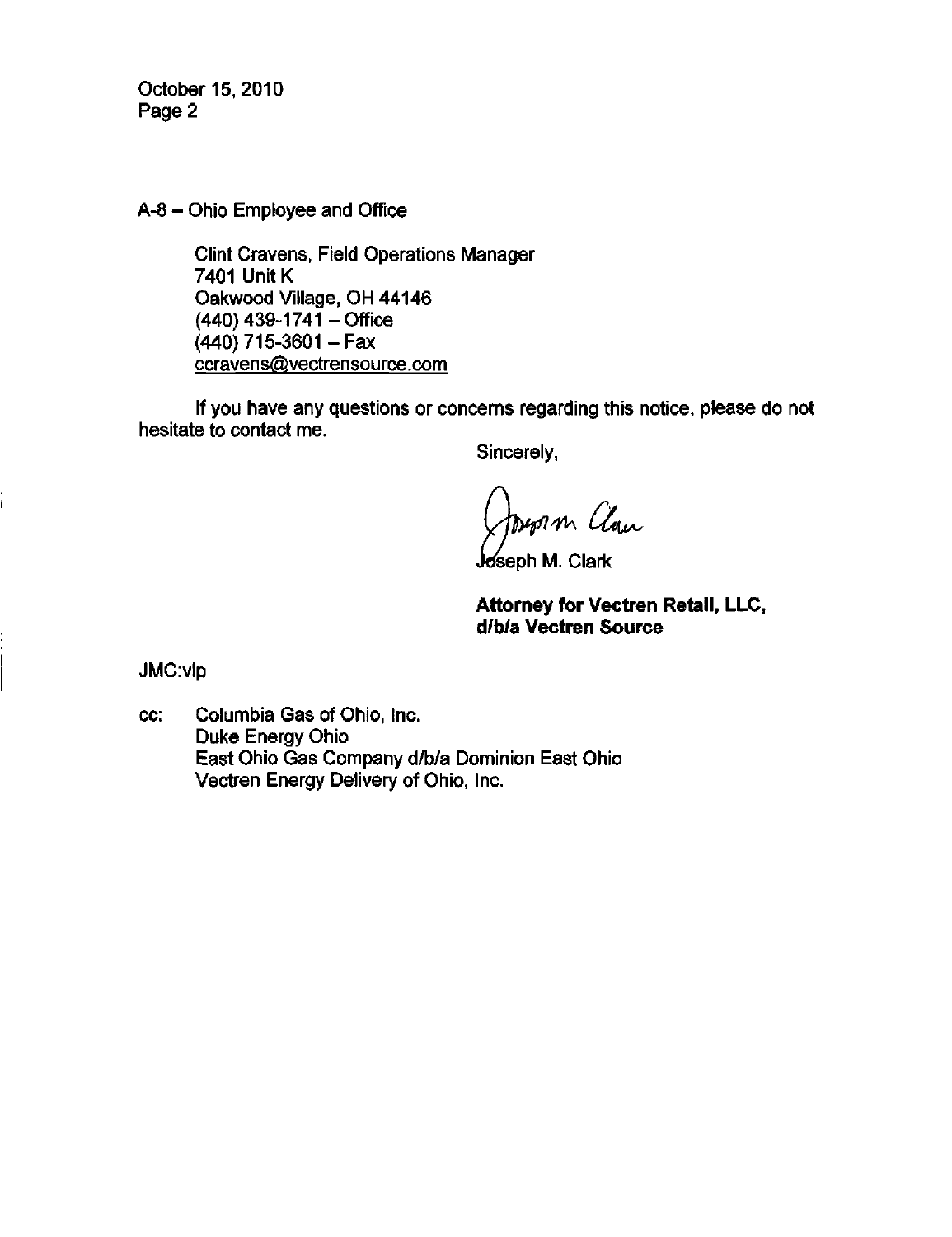A-8 – Ohio Employee and Office

Clint Cravens, Field Operations Manager
7401 Unit K
Oakwood Village, OH 44146
(440) 439-1741 – Office
(440) 715-3601 – Fax
ccravens@vectrensource.com

If you have any questions or concerns regarding this notice, please do not hesitate to contact me.

Sincerely,

Joseph M. Clark

**Attorney for Vectren Retail, LLC, d/b/a Vectren Source**

JMC:vlp

cc: Columbia Gas of Ohio, Inc.
Duke Energy Ohio
East Ohio Gas Company d/b/a Dominion East Ohio
Vectren Energy Delivery of Ohio, Inc.